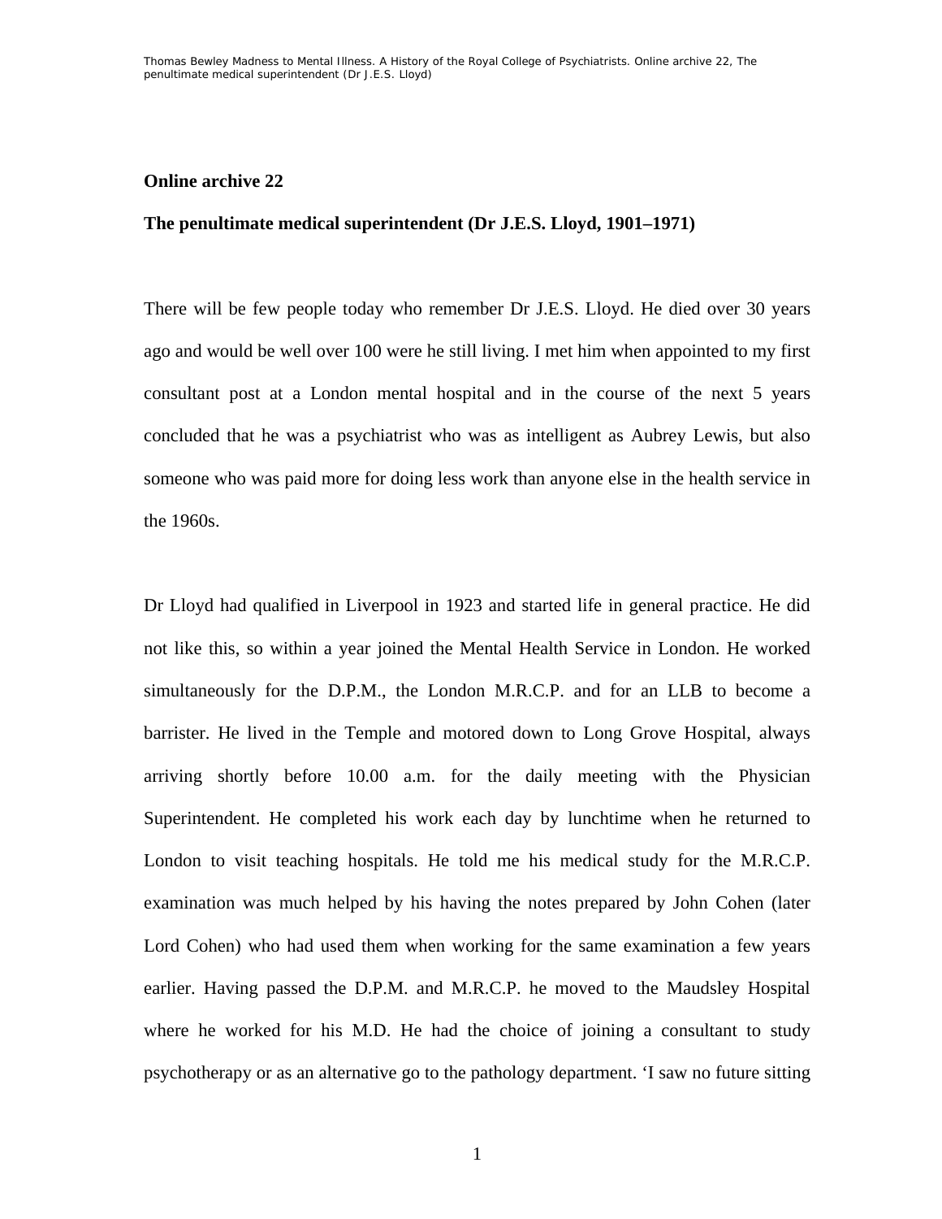**Online archive 22**

**The penultimate medical superintendent (Dr J.E.S. Lloyd, 1901–1971)**

There will be few people today who remember Dr J.E.S. Lloyd. He died over 30 years ago and would be well over 100 were he still living. I met him when appointed to my first consultant post at a London mental hospital and in the course of the next 5 years concluded that he was a psychiatrist who was as intelligent as Aubrey Lewis, but also someone who was paid more for doing less work than anyone else in the health service in the 1960s.

Dr Lloyd had qualified in Liverpool in 1923 and started life in general practice. He did not like this, so within a year joined the Mental Health Service in London. He worked simultaneously for the D.P.M., the London M.R.C.P. and for an LLB to become a barrister. He lived in the Temple and motored down to Long Grove Hospital, always arriving shortly before 10.00 a.m. for the daily meeting with the Physician Superintendent. He completed his work each day by lunchtime when he returned to London to visit teaching hospitals. He told me his medical study for the M.R.C.P. examination was much helped by his having the notes prepared by John Cohen (later Lord Cohen) who had used them when working for the same examination a few years earlier. Having passed the D.P.M. and M.R.C.P. he moved to the Maudsley Hospital where he worked for his M.D. He had the choice of joining a consultant to study psychotherapy or as an alternative go to the pathology department. 'I saw no future sitting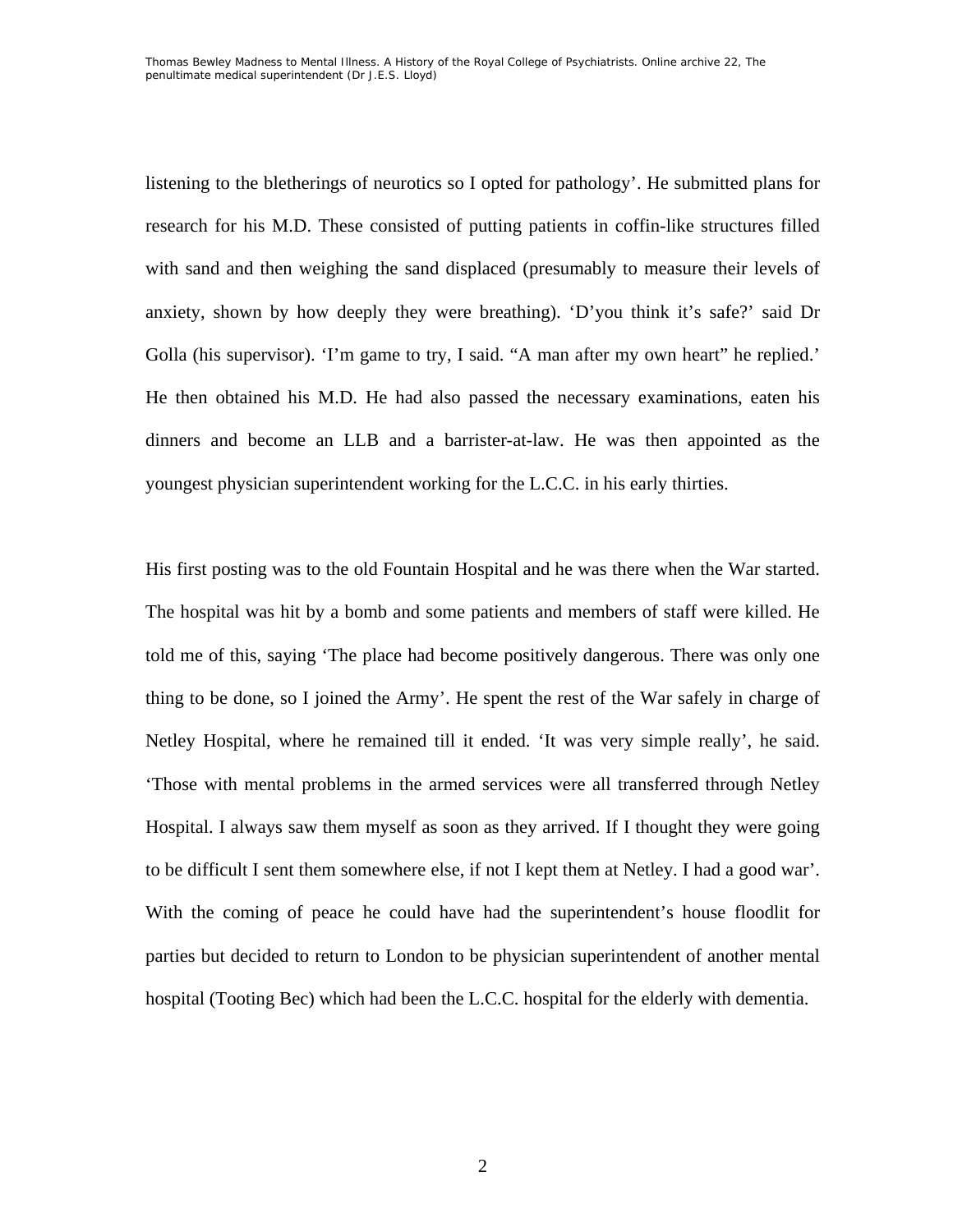listening to the bletherings of neurotics so I opted for pathology'. He submitted plans for research for his M.D. These consisted of putting patients in coffin-like structures filled with sand and then weighing the sand displaced (presumably to measure their levels of anxiety, shown by how deeply they were breathing). 'D'you think it's safe?' said Dr Golla (his supervisor). 'I'm game to try, I said. "A man after my own heart" he replied.' He then obtained his M.D. He had also passed the necessary examinations, eaten his dinners and become an LLB and a barrister-at-law. He was then appointed as the youngest physician superintendent working for the L.C.C. in his early thirties.

His first posting was to the old Fountain Hospital and he was there when the War started. The hospital was hit by a bomb and some patients and members of staff were killed. He told me of this, saying 'The place had become positively dangerous. There was only one thing to be done, so I joined the Army'. He spent the rest of the War safely in charge of Netley Hospital, where he remained till it ended. 'It was very simple really', he said. 'Those with mental problems in the armed services were all transferred through Netley Hospital. I always saw them myself as soon as they arrived. If I thought they were going to be difficult I sent them somewhere else, if not I kept them at Netley. I had a good war'. With the coming of peace he could have had the superintendent's house floodlit for parties but decided to return to London to be physician superintendent of another mental hospital (Tooting Bec) which had been the L.C.C. hospital for the elderly with dementia.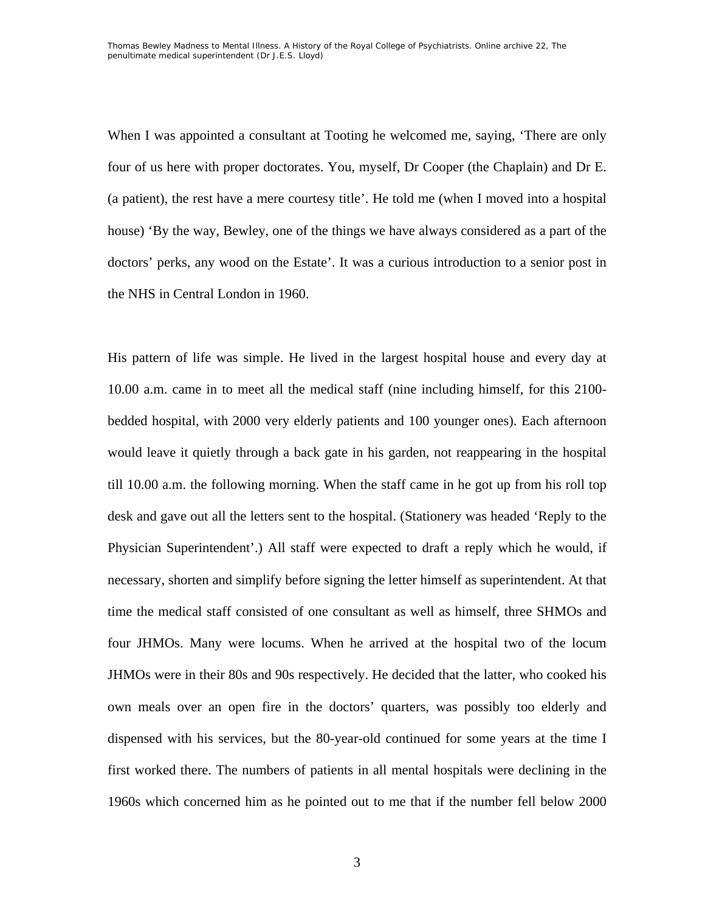When I was appointed a consultant at Tooting he welcomed me, saying, 'There are only four of us here with proper doctorates. You, myself, Dr Cooper (the Chaplain) and Dr E. (a patient), the rest have a mere courtesy title'. He told me (when I moved into a hospital house) 'By the way, Bewley, one of the things we have always considered as a part of the doctors' perks, any wood on the Estate'. It was a curious introduction to a senior post in the NHS in Central London in 1960.

His pattern of life was simple. He lived in the largest hospital house and every day at 10.00 a.m. came in to meet all the medical staff (nine including himself, for this 2100-bedded hospital, with 2000 very elderly patients and 100 younger ones). Each afternoon would leave it quietly through a back gate in his garden, not reappearing in the hospital till 10.00 a.m. the following morning. When the staff came in he got up from his roll top desk and gave out all the letters sent to the hospital. (Stationery was headed 'Reply to the Physician Superintendent'.) All staff were expected to draft a reply which he would, if necessary, shorten and simplify before signing the letter himself as superintendent. At that time the medical staff consisted of one consultant as well as himself, three SHMOs and four JHMOs. Many were locums. When he arrived at the hospital two of the locum JHMOs were in their 80s and 90s respectively. He decided that the latter, who cooked his own meals over an open fire in the doctors' quarters, was possibly too elderly and dispensed with his services, but the 80-year-old continued for some years at the time I first worked there. The numbers of patients in all mental hospitals were declining in the 1960s which concerned him as he pointed out to me that if the number fell below 2000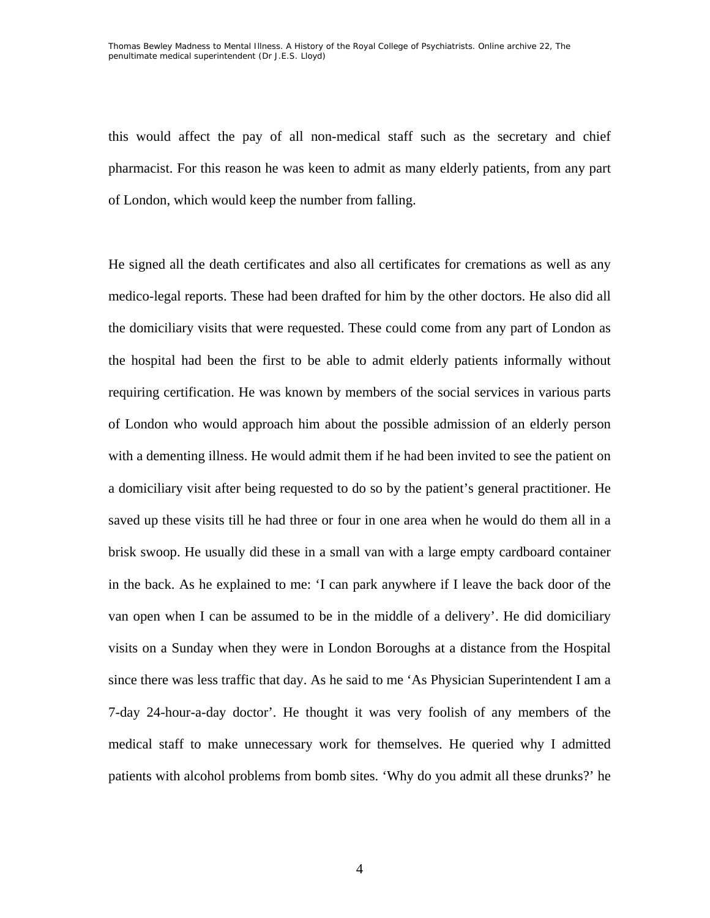this would affect the pay of all non-medical staff such as the secretary and chief pharmacist. For this reason he was keen to admit as many elderly patients, from any part of London, which would keep the number from falling.

He signed all the death certificates and also all certificates for cremations as well as any medico-legal reports. These had been drafted for him by the other doctors. He also did all the domiciliary visits that were requested. These could come from any part of London as the hospital had been the first to be able to admit elderly patients informally without requiring certification. He was known by members of the social services in various parts of London who would approach him about the possible admission of an elderly person with a dementing illness. He would admit them if he had been invited to see the patient on a domiciliary visit after being requested to do so by the patient's general practitioner. He saved up these visits till he had three or four in one area when he would do them all in a brisk swoop. He usually did these in a small van with a large empty cardboard container in the back. As he explained to me: 'I can park anywhere if I leave the back door of the van open when I can be assumed to be in the middle of a delivery'. He did domiciliary visits on a Sunday when they were in London Boroughs at a distance from the Hospital since there was less traffic that day. As he said to me 'As Physician Superintendent I am a 7-day 24-hour-a-day doctor'. He thought it was very foolish of any members of the medical staff to make unnecessary work for themselves. He queried why I admitted patients with alcohol problems from bomb sites. 'Why do you admit all these drunks?' he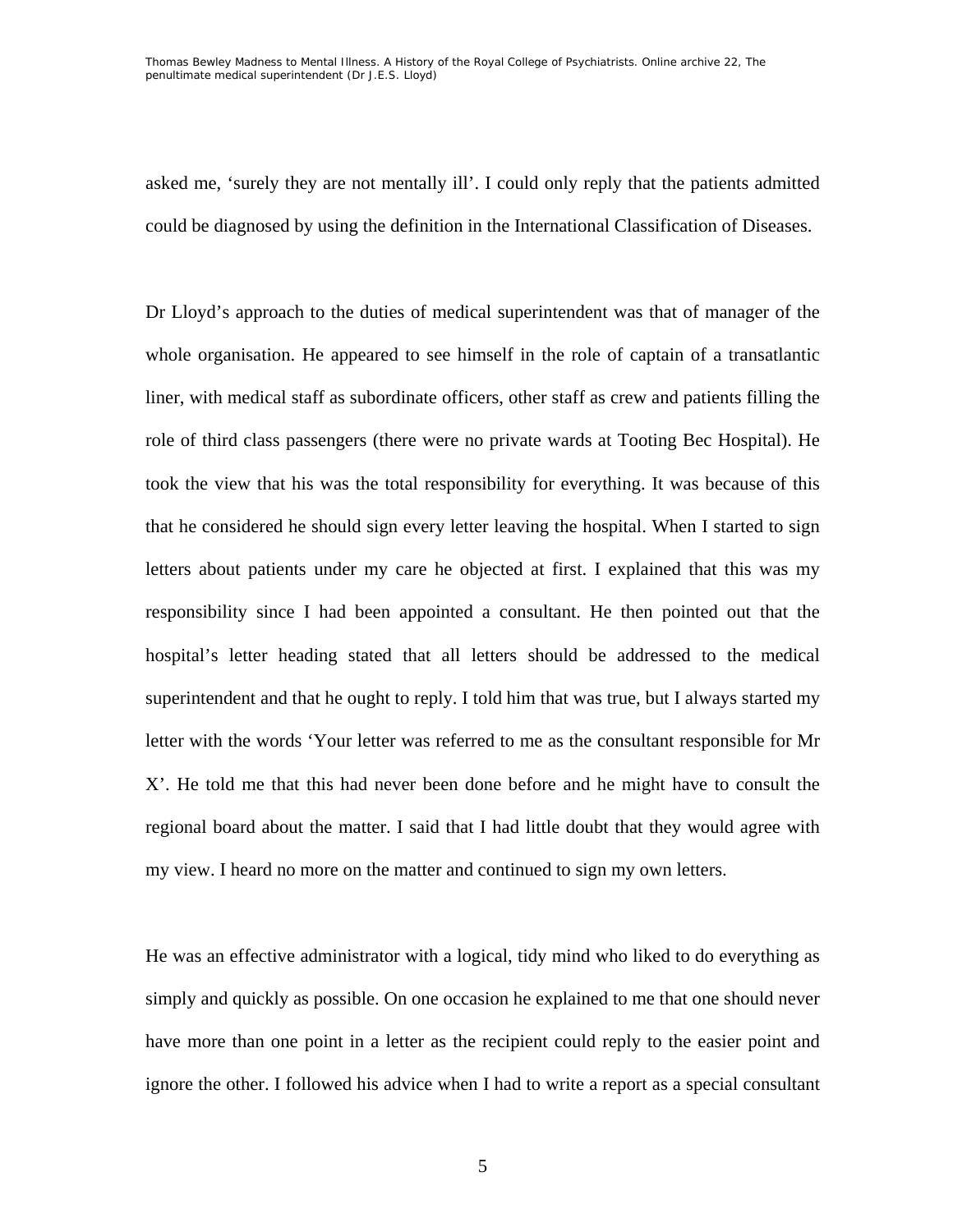asked me, ‘surely they are not mentally ill’. I could only reply that the patients admitted could be diagnosed by using the definition in the International Classification of Diseases.

Dr Lloyd’s approach to the duties of medical superintendent was that of manager of the whole organisation. He appeared to see himself in the role of captain of a transatlantic liner, with medical staff as subordinate officers, other staff as crew and patients filling the role of third class passengers (there were no private wards at Tooting Bec Hospital). He took the view that his was the total responsibility for everything. It was because of this that he considered he should sign every letter leaving the hospital. When I started to sign letters about patients under my care he objected at first. I explained that this was my responsibility since I had been appointed a consultant. He then pointed out that the hospital’s letter heading stated that all letters should be addressed to the medical superintendent and that he ought to reply. I told him that was true, but I always started my letter with the words ‘Your letter was referred to me as the consultant responsible for Mr X’. He told me that this had never been done before and he might have to consult the regional board about the matter. I said that I had little doubt that they would agree with my view. I heard no more on the matter and continued to sign my own letters.

He was an effective administrator with a logical, tidy mind who liked to do everything as simply and quickly as possible. On one occasion he explained to me that one should never have more than one point in a letter as the recipient could reply to the easier point and ignore the other. I followed his advice when I had to write a report as a special consultant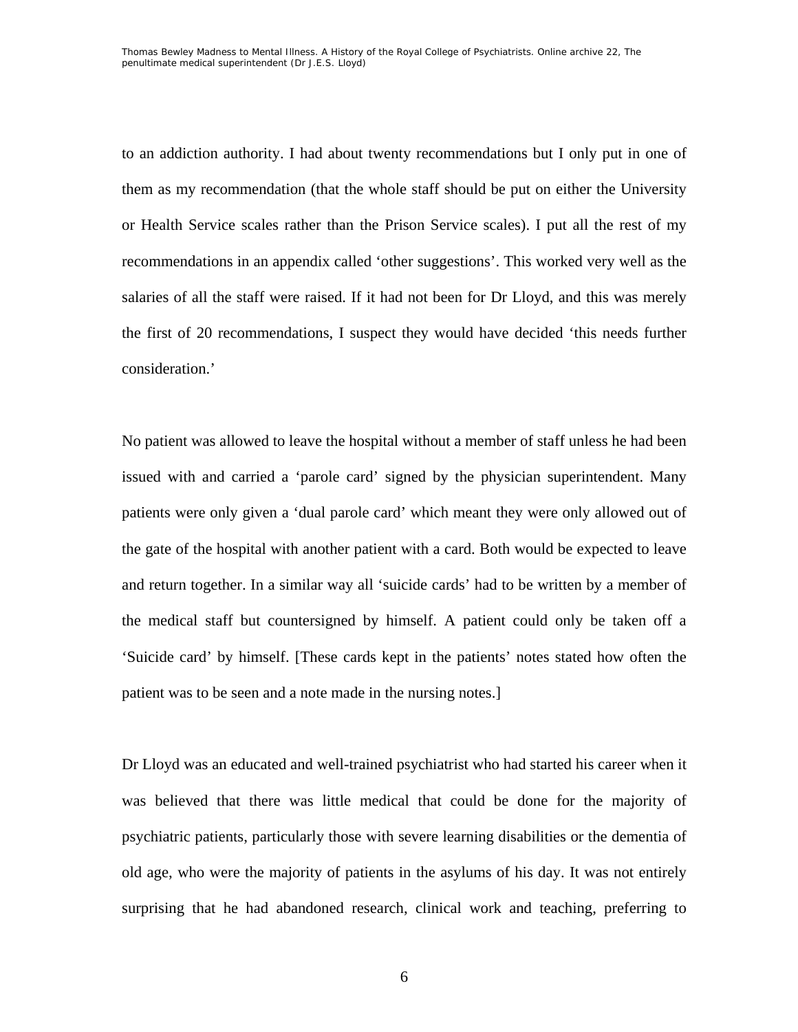to an addiction authority. I had about twenty recommendations but I only put in one of them as my recommendation (that the whole staff should be put on either the University or Health Service scales rather than the Prison Service scales). I put all the rest of my recommendations in an appendix called 'other suggestions'. This worked very well as the salaries of all the staff were raised. If it had not been for Dr Lloyd, and this was merely the first of 20 recommendations, I suspect they would have decided 'this needs further consideration.'

No patient was allowed to leave the hospital without a member of staff unless he had been issued with and carried a 'parole card' signed by the physician superintendent. Many patients were only given a 'dual parole card' which meant they were only allowed out of the gate of the hospital with another patient with a card. Both would be expected to leave and return together. In a similar way all 'suicide cards' had to be written by a member of the medical staff but countersigned by himself. A patient could only be taken off a 'Suicide card' by himself. [These cards kept in the patients' notes stated how often the patient was to be seen and a note made in the nursing notes.]

Dr Lloyd was an educated and well-trained psychiatrist who had started his career when it was believed that there was little medical that could be done for the majority of psychiatric patients, particularly those with severe learning disabilities or the dementia of old age, who were the majority of patients in the asylums of his day. It was not entirely surprising that he had abandoned research, clinical work and teaching, preferring to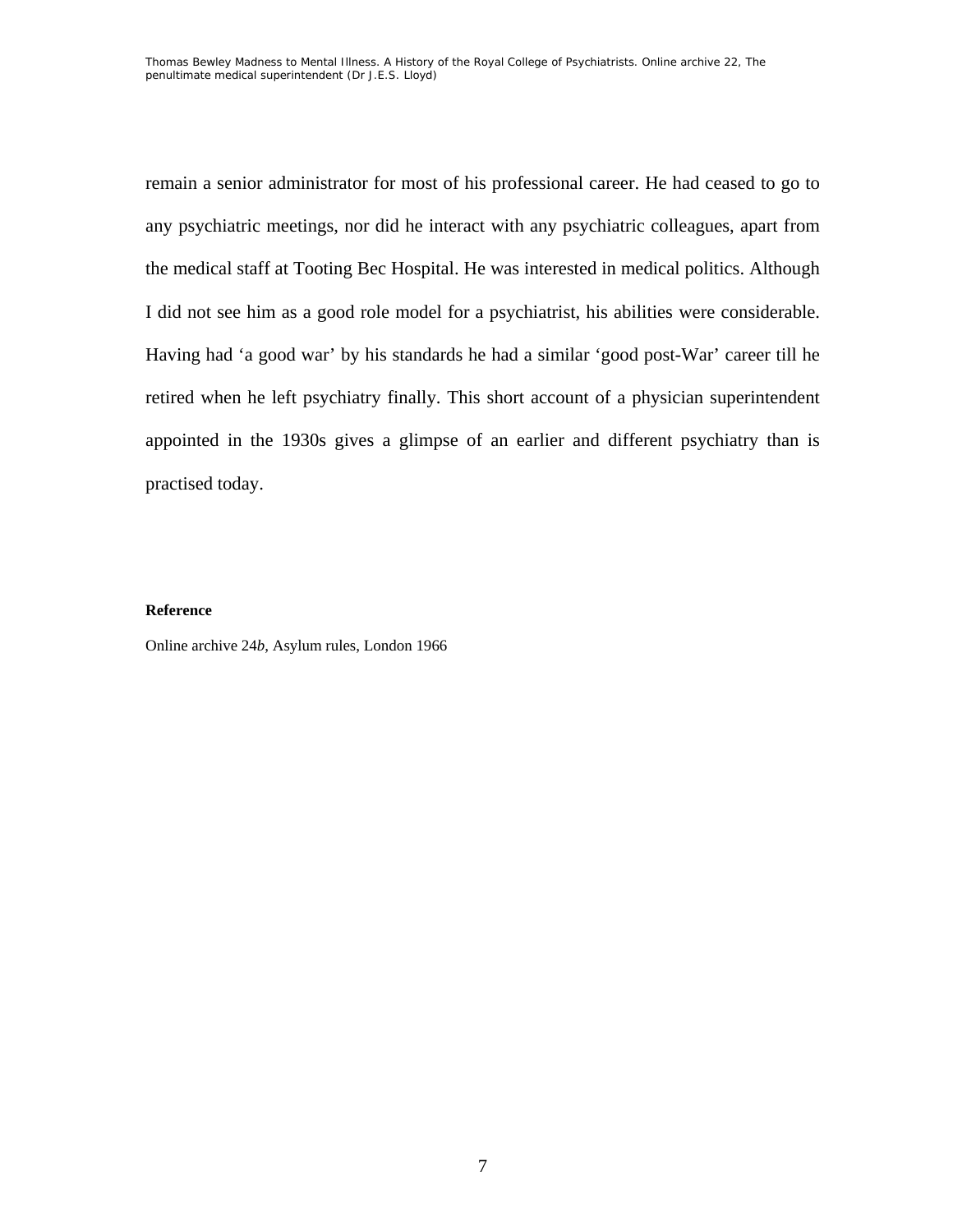remain a senior administrator for most of his professional career. He had ceased to go to any psychiatric meetings, nor did he interact with any psychiatric colleagues, apart from the medical staff at Tooting Bec Hospital. He was interested in medical politics. Although I did not see him as a good role model for a psychiatrist, his abilities were considerable. Having had 'a good war' by his standards he had a similar 'good post-War' career till he retired when he left psychiatry finally. This short account of a physician superintendent appointed in the 1930s gives a glimpse of an earlier and different psychiatry than is practised today.

**Reference**

Online archive 24*b*, Asylum rules, London 1966